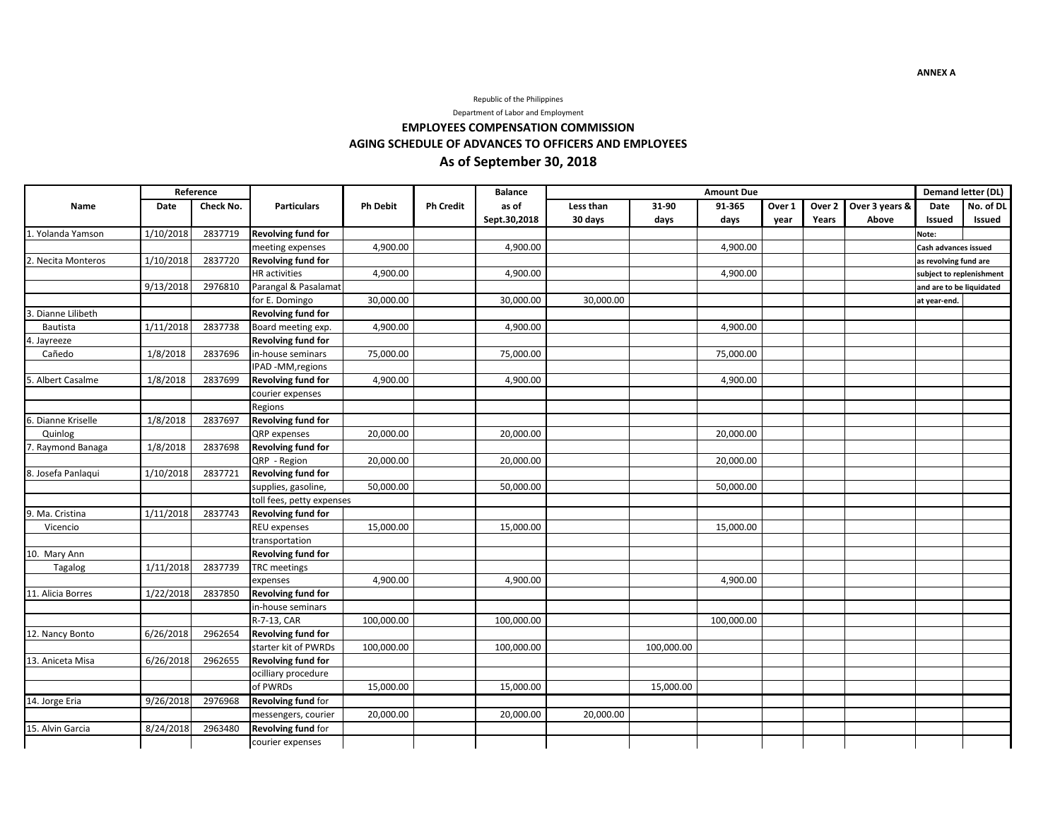**ANNEX A**

Republic of the Philippines

Department of Labor and Employment

## EMPLOYEES COMPENSATION COMMISSION

## AGING SCHEDULE OF ADVANCES TO OFFICERS AND EMPLOYEES

## As of September 30, 2018

| Name | Reference | | Particulars | Ph Debit | Ph Credit | Balance | Amount Due | | | | | | Demand letter (DL) | |
|---|---|---|---|---|---|---|---|---|---|---|---|---|---|---|
| | Date | Check No. | | | | as of Sept.30,2018 | Less than 30 days | 31-90 days | 91-365 days | Over 1 year | Over 2 Years | Over 3 years & Above | Date Issued | No. of DL Issued |
| 1. Yolanda Yamson | 1/10/2018 | 2837719 | **Revolving fund for** | | | | | | | | | | Note: | |
| | | | meeting expenses | 4,900.00 | | 4,900.00 | | | 4,900.00 | | | | Cash advances issued | |
| 2. Necita Monteros | 1/10/2018 | 2837720 | **Revolving fund for** | | | | | | | | | | as revolving fund are | |
| | | | HR activities | 4,900.00 | | 4,900.00 | | | 4,900.00 | | | | subject to replenishment | |
| | 9/13/2018 | 2976810 | Parangal & Pasalamat | | | | | | | | | | and are to be liquidated | |
| | | | for E. Domingo | 30,000.00 | | 30,000.00 | 30,000.00 | | | | | | at year-end. | |
| 3. Dianne Lilibeth | | | **Revolving fund for** | | | | | | | | | | | |
| Bautista | 1/11/2018 | 2837738 | Board meeting exp. | 4,900.00 | | 4,900.00 | | | 4,900.00 | | | | | |
| 4. Jayreeze | | | **Revolving fund for** | | | | | | | | | | | |
| Cañedo | 1/8/2018 | 2837696 | in-house seminars | 75,000.00 | | 75,000.00 | | | 75,000.00 | | | | | |
| | | | IPAD -MM,regions | | | | | | | | | | | |
| 5. Albert Casalme | 1/8/2018 | 2837699 | **Revolving fund for** | 4,900.00 | | 4,900.00 | | | 4,900.00 | | | | | |
| | | | courier expenses | | | | | | | | | | | |
| | | | Regions | | | | | | | | | | | |
| 6. Dianne Kriselle | 1/8/2018 | 2837697 | **Revolving fund for** | | | | | | | | | | | |
| Quinlog | | | QRP expenses | 20,000.00 | | 20,000.00 | | | 20,000.00 | | | | | |
| 7. Raymond Banaga | 1/8/2018 | 2837698 | **Revolving fund for** | | | | | | | | | | | |
| | | | QRP - Region | 20,000.00 | | 20,000.00 | | | 20,000.00 | | | | | |
| 8. Josefa Panlaqui | 1/10/2018 | 2837721 | **Revolving fund for** | | | | | | | | | | | |
| | | | supplies, gasoline, | 50,000.00 | | 50,000.00 | | | 50,000.00 | | | | | |
| | | | toll fees, petty expenses | | | | | | | | | | | |
| 9. Ma. Cristina | 1/11/2018 | 2837743 | **Revolving fund for** | | | | | | | | | | | |
| Vicencio | | | REU expenses | 15,000.00 | | 15,000.00 | | | 15,000.00 | | | | | |
| | | | transportation | | | | | | | | | | | |
| 10. Mary Ann | | | **Revolving fund for** | | | | | | | | | | | |
| Tagalog | 1/11/2018 | 2837739 | TRC meetings | | | | | | | | | | | |
| | | | expenses | 4,900.00 | | 4,900.00 | | | 4,900.00 | | | | | |
| 11. Alicia Borres | 1/22/2018 | 2837850 | **Revolving fund for** | | | | | | | | | | | |
| | | | in-house seminars | | | | | | | | | | | |
| | | | R-7-13, CAR | 100,000.00 | | 100,000.00 | | | 100,000.00 | | | | | |
| 12. Nancy Bonto | 6/26/2018 | 2962654 | **Revolving fund for** | | | | | | | | | | | |
| | | | starter kit of PWRDs | 100,000.00 | | 100,000.00 | | 100,000.00 | | | | | | |
| 13. Aniceta Misa | 6/26/2018 | 2962655 | **Revolving fund for** | | | | | | | | | | | |
| | | | ocilliary procedure | | | | | | | | | | | |
| | | | of PWRDs | 15,000.00 | | 15,000.00 | | 15,000.00 | | | | | | |
| 14. Jorge Eria | 9/26/2018 | 2976968 | **Revolving fund** for | | | | | | | | | | | |
| | | | messengers, courier | 20,000.00 | | 20,000.00 | 20,000.00 | | | | | | | |
| 15. Alvin Garcia | 8/24/2018 | 2963480 | **Revolving fund** for | | | | | | | | | | | |
| | | | courier expenses | | | | | | | | | | | |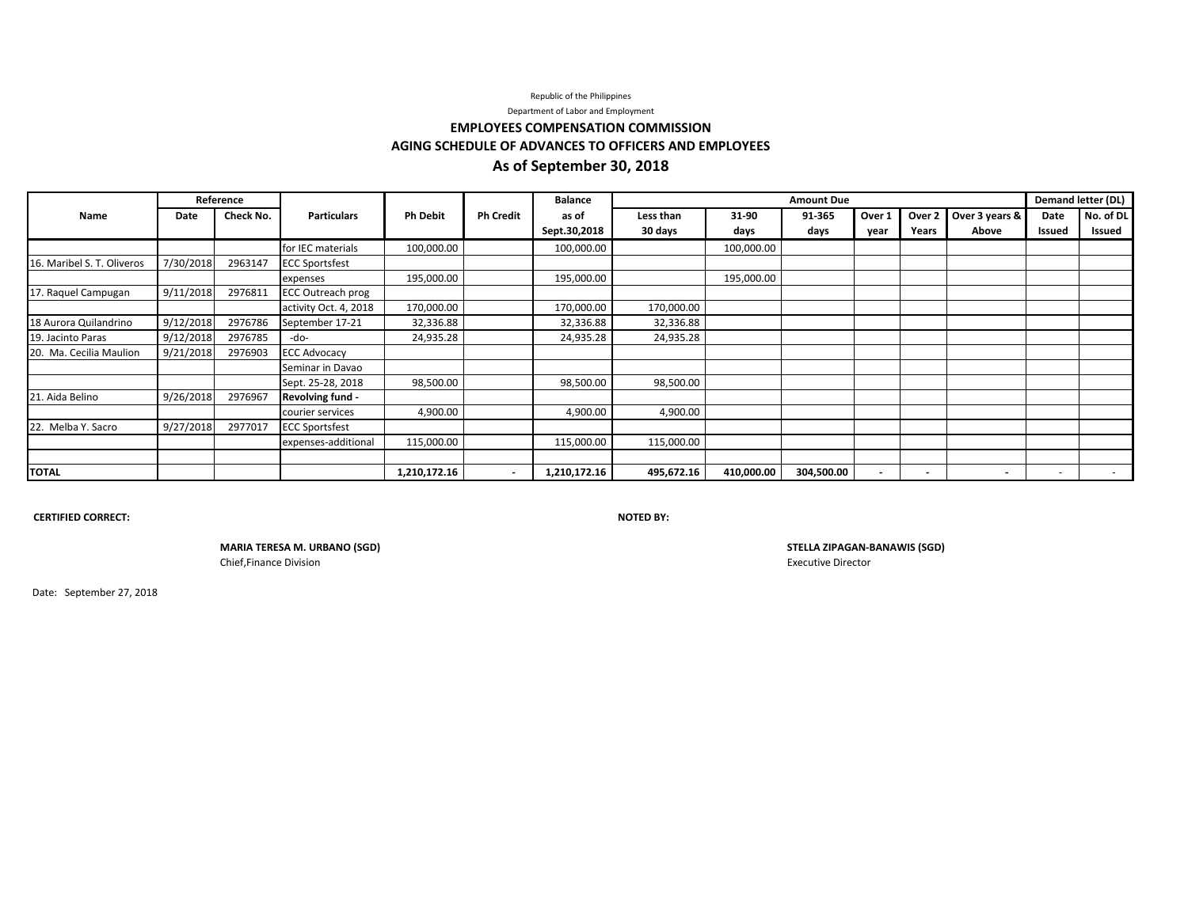Republic of the Philippines

Department of Labor and Employment

**EMPLOYEES COMPENSATION COMMISSION**

**AGING SCHEDULE OF ADVANCES TO OFFICERS AND EMPLOYEES**

**As of September 30, 2018**

| Name | Reference | | Particulars | Ph Debit | Ph Credit | Balance as of Sept.30,2018 | Amount Due | | | | | | Demand letter (DL) | |
|---|---|---|---|---|---|---|---|---|---|---|---|---|---|---|
| | Date | Check No. | | | | | Less than 30 days | 31-90 days | 91-365 days | Over 1 year | Over 2 Years | Over 3 years & Above | Date Issued | No. of DL Issued |
| | | | for IEC materials | 100,000.00 | | 100,000.00 | | 100,000.00 | | | | | | |
| 16. Maribel S. T. Oliveros | 7/30/2018 | 2963147 | ECC Sportsfest | | | | | | | | | | | |
| | | | expenses | 195,000.00 | | 195,000.00 | | 195,000.00 | | | | | | |
| 17. Raquel Campugan | 9/11/2018 | 2976811 | ECC Outreach prog | | | | | | | | | | | |
| | | | activity Oct. 4, 2018 | 170,000.00 | | 170,000.00 | 170,000.00 | | | | | | | |
| 18 Aurora Quilandrino | 9/12/2018 | 2976786 | September 17-21 | 32,336.88 | | 32,336.88 | 32,336.88 | | | | | | | |
| 19. Jacinto Paras | 9/12/2018 | 2976785 | -do- | 24,935.28 | | 24,935.28 | 24,935.28 | | | | | | | |
| 20. Ma. Cecilia Maulion | 9/21/2018 | 2976903 | ECC Advocacy | | | | | | | | | | | |
| | | | Seminar in Davao | | | | | | | | | | | |
| | | | Sept. 25-28, 2018 | 98,500.00 | | 98,500.00 | 98,500.00 | | | | | | | |
| 21. Aida Belino | 9/26/2018 | 2976967 | **Revolving fund -** | | | | | | | | | | | |
| | | | courier services | 4,900.00 | | 4,900.00 | 4,900.00 | | | | | | | |
| 22. Melba Y. Sacro | 9/27/2018 | 2977017 | ECC Sportsfest | | | | | | | | | | | |
| | | | expenses-additional | 115,000.00 | | 115,000.00 | 115,000.00 | | | | | | | |
| | | | | | | | | | | | | | | |
| **TOTAL** | | | | **1,210,172.16** | **-** | **1,210,172.16** | **495,672.16** | **410,000.00** | **304,500.00** | **-** | **-** | **-** | - | - |

**CERTIFIED CORRECT:**

**MARIA TERESA M. URBANO (SGD)**
Chief,Finance Division

**NOTED BY:**

**STELLA ZIPAGAN-BANAWIS (SGD)**
Executive Director

Date: September 27, 2018